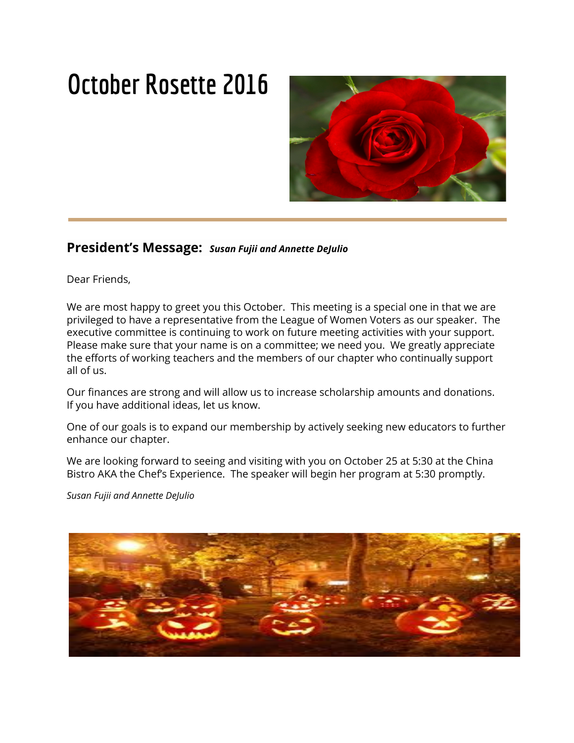# October Rosette 2016

## President's Message: *Susan Fujii and Annette DeJulio*

Dear Friends,

We are most happy to greet you this October. This meeting is a special one in that we are privileged to have a representative from the League of Women Voters as our speaker. The executive committee is continuing to work on future meeting activities with your support. Please make sure that your name is on a committee; we need you. We greatly appreciate the efforts of working teachers and the members of our chapter who continually support all of us.

Our finances are strong and will allow us to increase scholarship amounts and donations. If you have additional ideas, let us know.

One of our goals is to expand our membership by actively seeking new educators to further enhance our chapter.

We are looking forward to seeing and visiting with you on October 25 at 5:30 at the China Bistro AKA the Chef's Experience. The speaker will begin her program at 5:30 promptly.

*Susan Fujii and Annette DeJulio*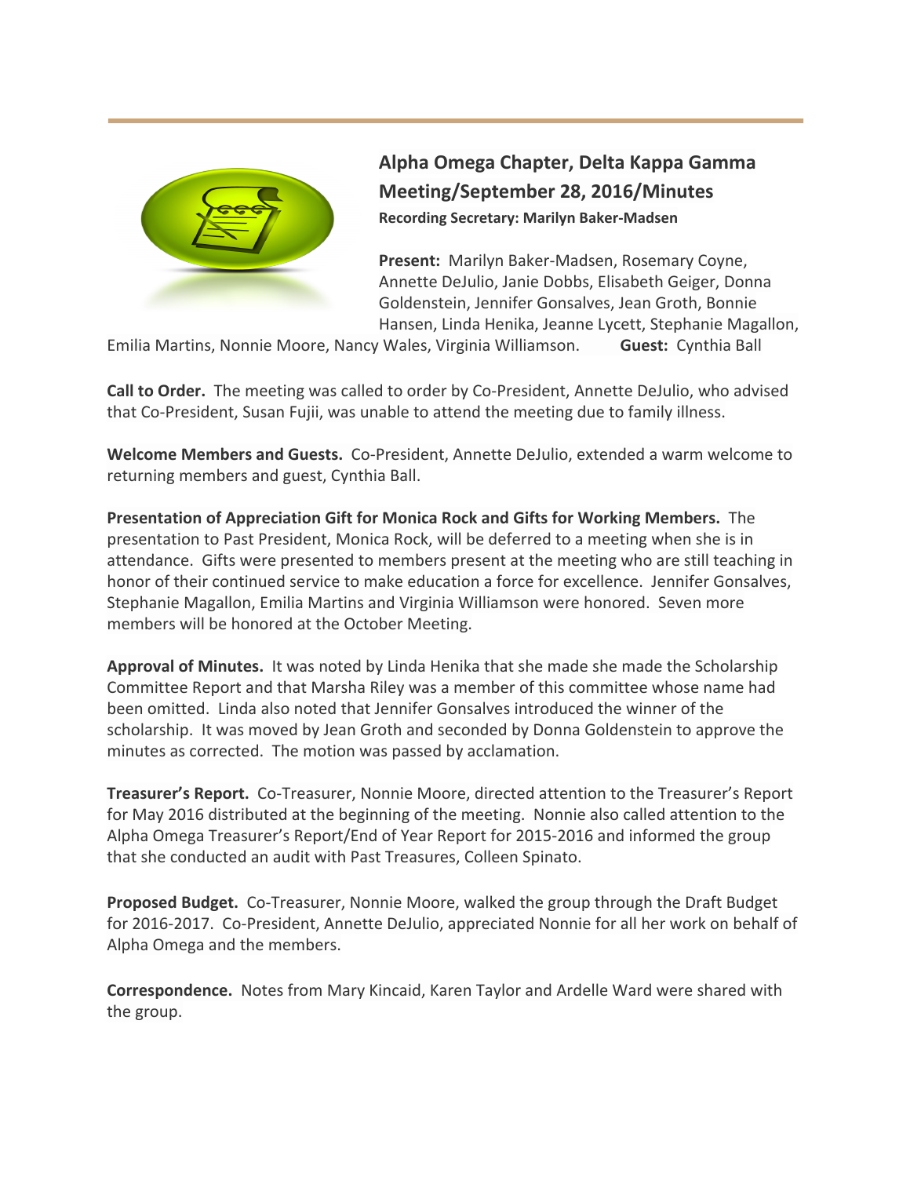## Alpha Omega Chapter, Delta Kappa Gamma Meeting/September 28, 2016/Minutes

**Recording Secretary: Marilyn Baker-Madsen**

**Present:** Marilyn Baker-Madsen, Rosemary Coyne, Annette DeJulio, Janie Dobbs, Elisabeth Geiger, Donna Goldenstein, Jennifer Gonsalves, Jean Groth, Bonnie Hansen, Linda Henika, Jeanne Lycett, Stephanie Magallon, Emilia Martins, Nonnie Moore, Nancy Wales, Virginia Williamson. **Guest:** Cynthia Ball

**Call to Order.** The meeting was called to order by Co-President, Annette DeJulio, who advised that Co-President, Susan Fujii, was unable to attend the meeting due to family illness.

**Welcome Members and Guests.** Co-President, Annette DeJulio, extended a warm welcome to returning members and guest, Cynthia Ball.

**Presentation of Appreciation Gift for Monica Rock and Gifts for Working Members.** The presentation to Past President, Monica Rock, will be deferred to a meeting when she is in attendance. Gifts were presented to members present at the meeting who are still teaching in honor of their continued service to make education a force for excellence. Jennifer Gonsalves, Stephanie Magallon, Emilia Martins and Virginia Williamson were honored. Seven more members will be honored at the October Meeting.

**Approval of Minutes.** It was noted by Linda Henika that she made she made the Scholarship Committee Report and that Marsha Riley was a member of this committee whose name had been omitted. Linda also noted that Jennifer Gonsalves introduced the winner of the scholarship. It was moved by Jean Groth and seconded by Donna Goldenstein to approve the minutes as corrected. The motion was passed by acclamation.

**Treasurer's Report.** Co-Treasurer, Nonnie Moore, directed attention to the Treasurer's Report for May 2016 distributed at the beginning of the meeting. Nonnie also called attention to the Alpha Omega Treasurer's Report/End of Year Report for 2015-2016 and informed the group that she conducted an audit with Past Treasures, Colleen Spinato.

**Proposed Budget.** Co-Treasurer, Nonnie Moore, walked the group through the Draft Budget for 2016-2017. Co-President, Annette DeJulio, appreciated Nonnie for all her work on behalf of Alpha Omega and the members.

**Correspondence.** Notes from Mary Kincaid, Karen Taylor and Ardelle Ward were shared with the group.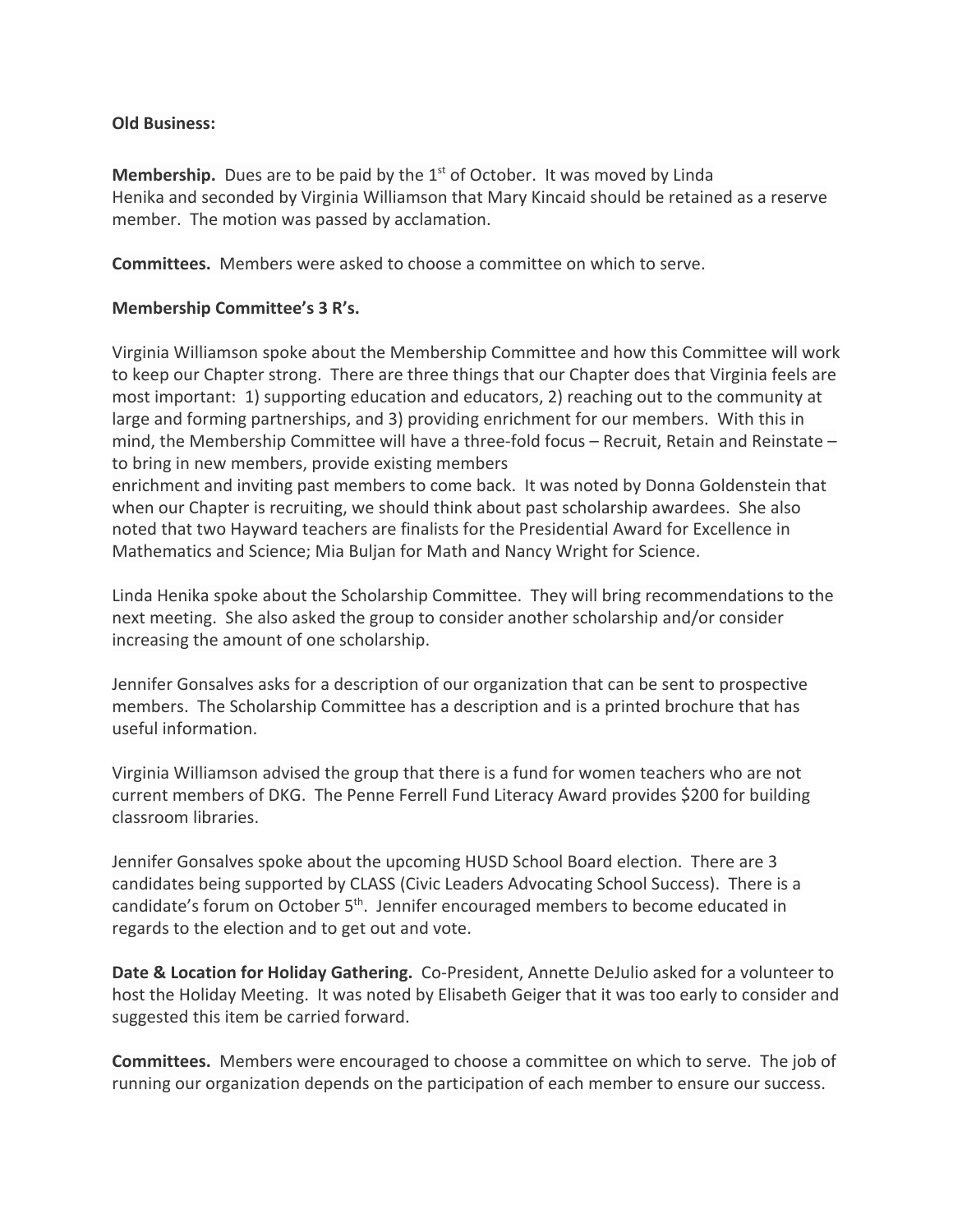**Old Business:**

**Membership.** Dues are to be paid by the 1st of October. It was moved by Linda Henika and seconded by Virginia Williamson that Mary Kincaid should be retained as a reserve member. The motion was passed by acclamation.

**Committees.** Members were asked to choose a committee on which to serve.

**Membership Committee's 3 R's.**

Virginia Williamson spoke about the Membership Committee and how this Committee will work to keep our Chapter strong. There are three things that our Chapter does that Virginia feels are most important: 1) supporting education and educators, 2) reaching out to the community at large and forming partnerships, and 3) providing enrichment for our members. With this in mind, the Membership Committee will have a three-fold focus – Recruit, Retain and Reinstate – to bring in new members, provide existing members enrichment and inviting past members to come back. It was noted by Donna Goldenstein that when our Chapter is recruiting, we should think about past scholarship awardees. She also noted that two Hayward teachers are finalists for the Presidential Award for Excellence in Mathematics and Science; Mia Buljan for Math and Nancy Wright for Science.

Linda Henika spoke about the Scholarship Committee. They will bring recommendations to the next meeting. She also asked the group to consider another scholarship and/or consider increasing the amount of one scholarship.

Jennifer Gonsalves asks for a description of our organization that can be sent to prospective members. The Scholarship Committee has a description and is a printed brochure that has useful information.

Virginia Williamson advised the group that there is a fund for women teachers who are not current members of DKG. The Penne Ferrell Fund Literacy Award provides $200 for building classroom libraries.

Jennifer Gonsalves spoke about the upcoming HUSD School Board election. There are 3 candidates being supported by CLASS (Civic Leaders Advocating School Success). There is a candidate's forum on October 5th. Jennifer encouraged members to become educated in regards to the election and to get out and vote.

**Date & Location for Holiday Gathering.** Co-President, Annette DeJulio asked for a volunteer to host the Holiday Meeting. It was noted by Elisabeth Geiger that it was too early to consider and suggested this item be carried forward.

**Committees.** Members were encouraged to choose a committee on which to serve. The job of running our organization depends on the participation of each member to ensure our success.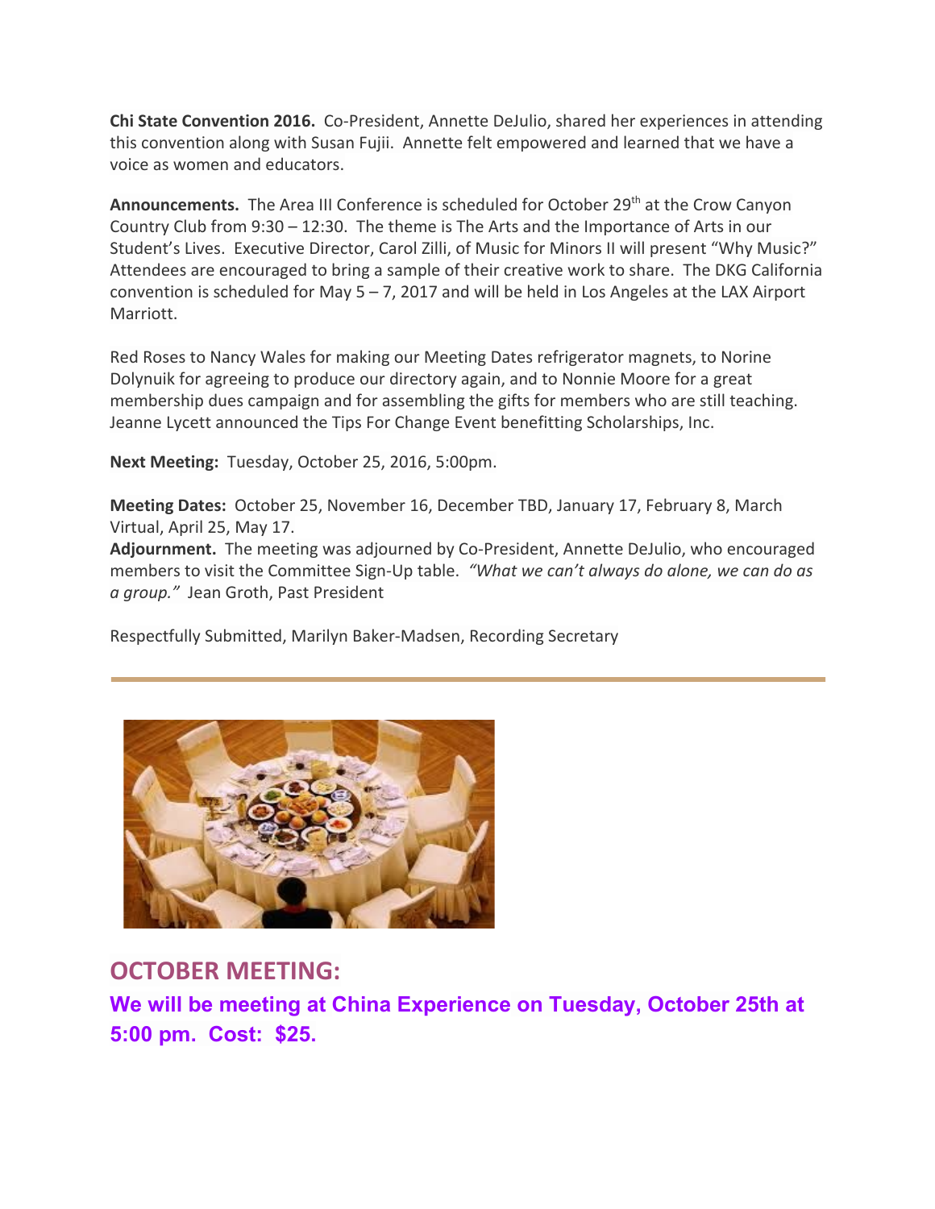**Chi State Convention 2016.** Co-President, Annette DeJulio, shared her experiences in attending this convention along with Susan Fujii. Annette felt empowered and learned that we have a voice as women and educators.

**Announcements.** The Area III Conference is scheduled for October 29th at the Crow Canyon Country Club from 9:30 – 12:30. The theme is The Arts and the Importance of Arts in our Student's Lives. Executive Director, Carol Zilli, of Music for Minors II will present "Why Music?" Attendees are encouraged to bring a sample of their creative work to share. The DKG California convention is scheduled for May 5 – 7, 2017 and will be held in Los Angeles at the LAX Airport Marriott.

Red Roses to Nancy Wales for making our Meeting Dates refrigerator magnets, to Norine Dolynuik for agreeing to produce our directory again, and to Nonnie Moore for a great membership dues campaign and for assembling the gifts for members who are still teaching. Jeanne Lycett announced the Tips For Change Event benefitting Scholarships, Inc.

**Next Meeting:** Tuesday, October 25, 2016, 5:00pm.

**Meeting Dates:** October 25, November 16, December TBD, January 17, February 8, March Virtual, April 25, May 17.

**Adjournment.** The meeting was adjourned by Co-President, Annette DeJulio, who encouraged members to visit the Committee Sign-Up table. *"What we can't always do alone, we can do as a group."* Jean Groth, Past President

Respectfully Submitted, Marilyn Baker-Madsen, Recording Secretary

---

## OCTOBER MEETING:

**We will be meeting at China Experience on Tuesday, October 25th at 5:00 pm. Cost: $25.**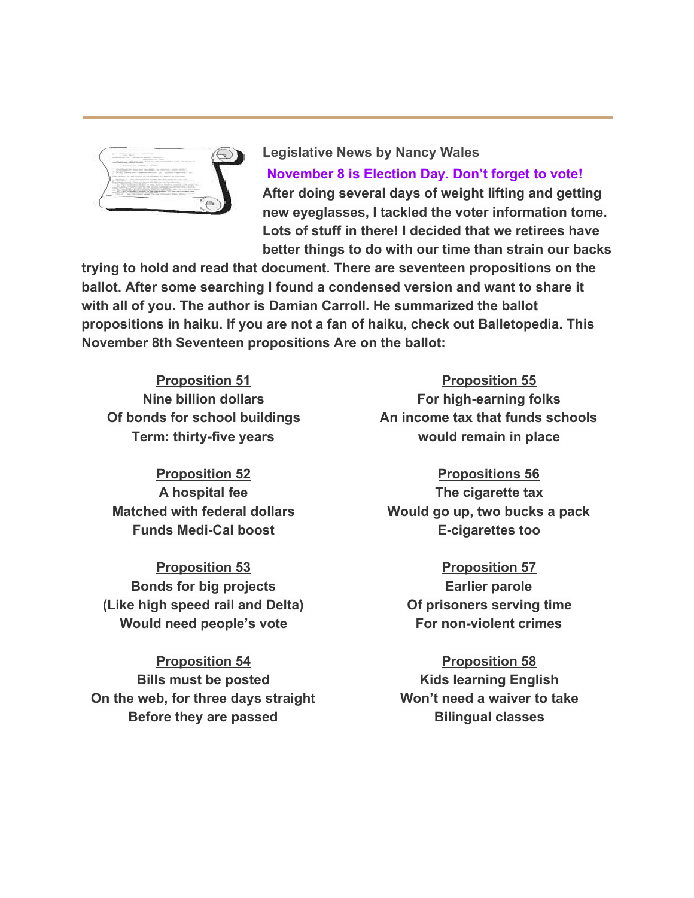**Legislative News by Nancy Wales**

**November 8 is Election Day. Don't forget to vote!**

**After doing several days of weight lifting and getting new eyeglasses, I tackled the voter information tome. Lots of stuff in there! I decided that we retirees have better things to do with our time than strain our backs trying to hold and read that document. There are seventeen propositions on the ballot. After some searching I found a condensed version and want to share it with all of you. The author is Damian Carroll. He summarized the ballot propositions in haiku. If you are not a fan of haiku, check out Balletopedia. This November 8th Seventeen propositions Are on the ballot:**

**Proposition 51**
**Nine billion dollars**
**Of bonds for school buildings**
**Term: thirty-five years**

**Proposition 52**
**A hospital fee**
**Matched with federal dollars**
**Funds Medi-Cal boost**

**Proposition 53**
**Bonds for big projects**
**(Like high speed rail and Delta)**
**Would need people's vote**

**Proposition 54**
**Bills must be posted**
**On the web, for three days straight**
**Before they are passed**

**Proposition 55**
**For high-earning folks**
**An income tax that funds schools**
**would remain in place**

**Propositions 56**
**The cigarette tax**
**Would go up, two bucks a pack**
**E-cigarettes too**

**Proposition 57**
**Earlier parole**
**Of prisoners serving time**
**For non-violent crimes**

**Proposition 58**
**Kids learning English**
**Won't need a waiver to take**
**Bilingual classes**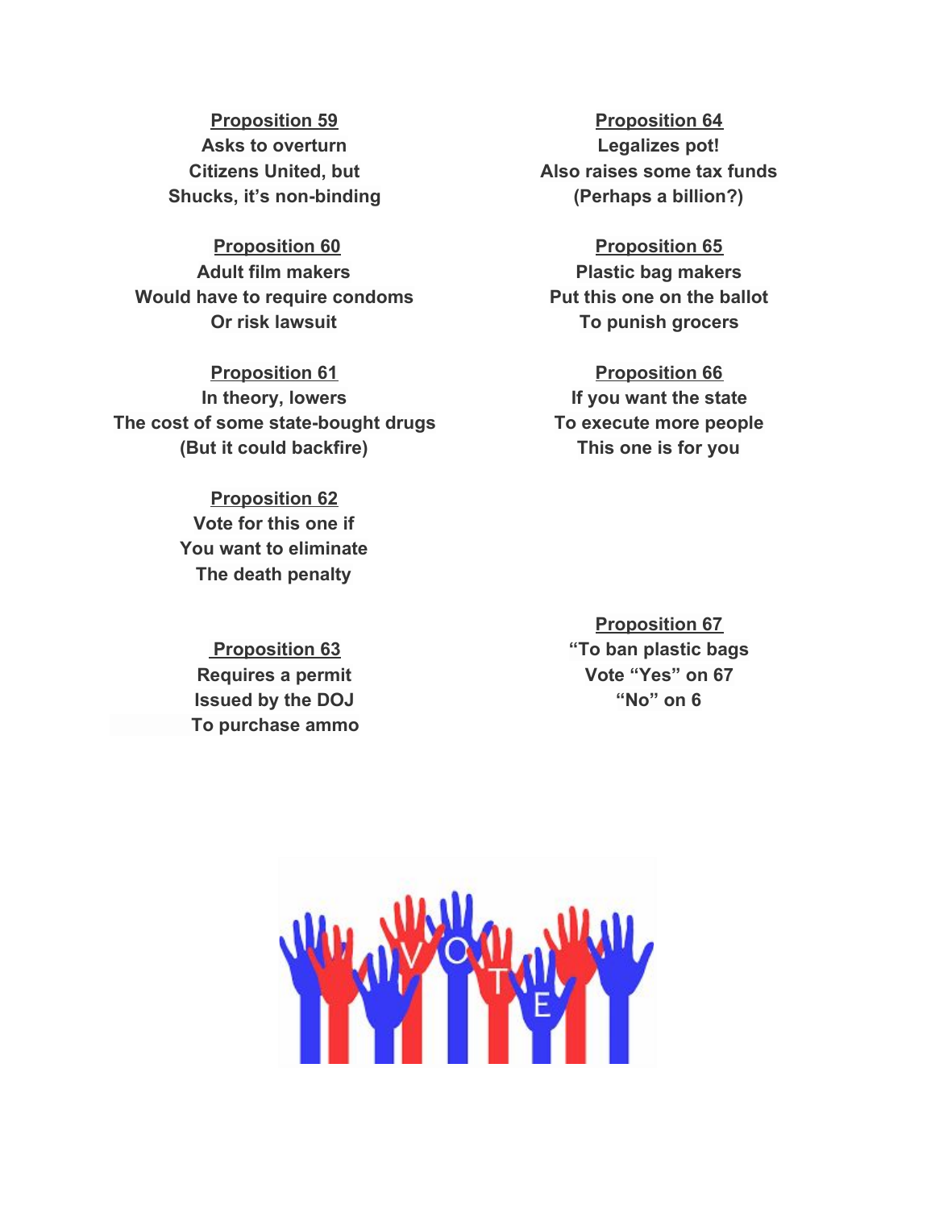**Proposition 59**
**Asks to overturn**
**Citizens United, but**
**Shucks, it's non-binding**

**Proposition 60**
**Adult film makers**
**Would have to require condoms**
**Or risk lawsuit**

**Proposition 61**
**In theory, lowers**
**The cost of some state-bought drugs**
**(But it could backfire)**

**Proposition 62**
**Vote for this one if**
**You want to eliminate**
**The death penalty**

**Proposition 63**
**Requires a permit**
**Issued by the DOJ**
**To purchase ammo**

**Proposition 64**
**Legalizes pot!**
**Also raises some tax funds**
**(Perhaps a billion?)**

**Proposition 65**
**Plastic bag makers**
**Put this one on the ballot**
**To punish grocers**

**Proposition 66**
**If you want the state**
**To execute more people**
**This one is for you**

**Proposition 67**
**"To ban plastic bags**
**Vote "Yes" on 67**
**"No" on 6**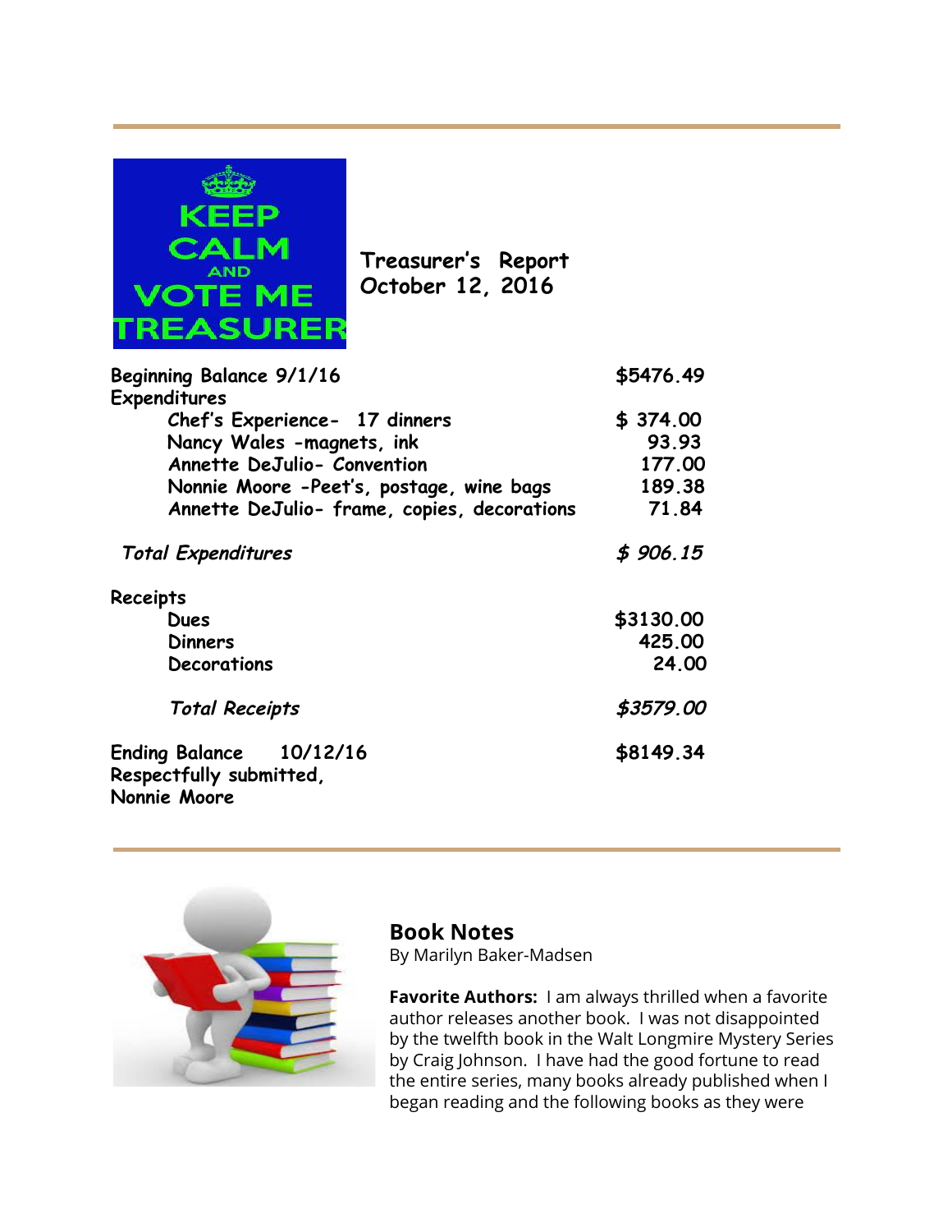## Treasurer's Report
## October 12, 2016

| | |
|---|---|
| **Beginning Balance 9/1/16** | **$5476.49** |
| **Expenditures** | |
| Chef's Experience- 17 dinners | $ 374.00 |
| Nancy Wales -magnets, ink | 93.93 |
| Annette DeJulio- Convention | 177.00 |
| Nonnie Moore -Peet's, postage, wine bags | 189.38 |
| Annette DeJulio- frame, copies, decorations | 71.84 |
| *Total Expenditures* | *$ 906.15* |
| **Receipts** | |
| Dues | $3130.00 |
| Dinners | 425.00 |
| Decorations | 24.00 |
| *Total Receipts* | *$3579.00* |
| **Ending Balance 10/12/16** | **$8149.34** |

Respectfully submitted,
Nonnie Moore

---

## Book Notes

By Marilyn Baker-Madsen

**Favorite Authors:** I am always thrilled when a favorite author releases another book. I was not disappointed by the twelfth book in the Walt Longmire Mystery Series by Craig Johnson. I have had the good fortune to read the entire series, many books already published when I began reading and the following books as they were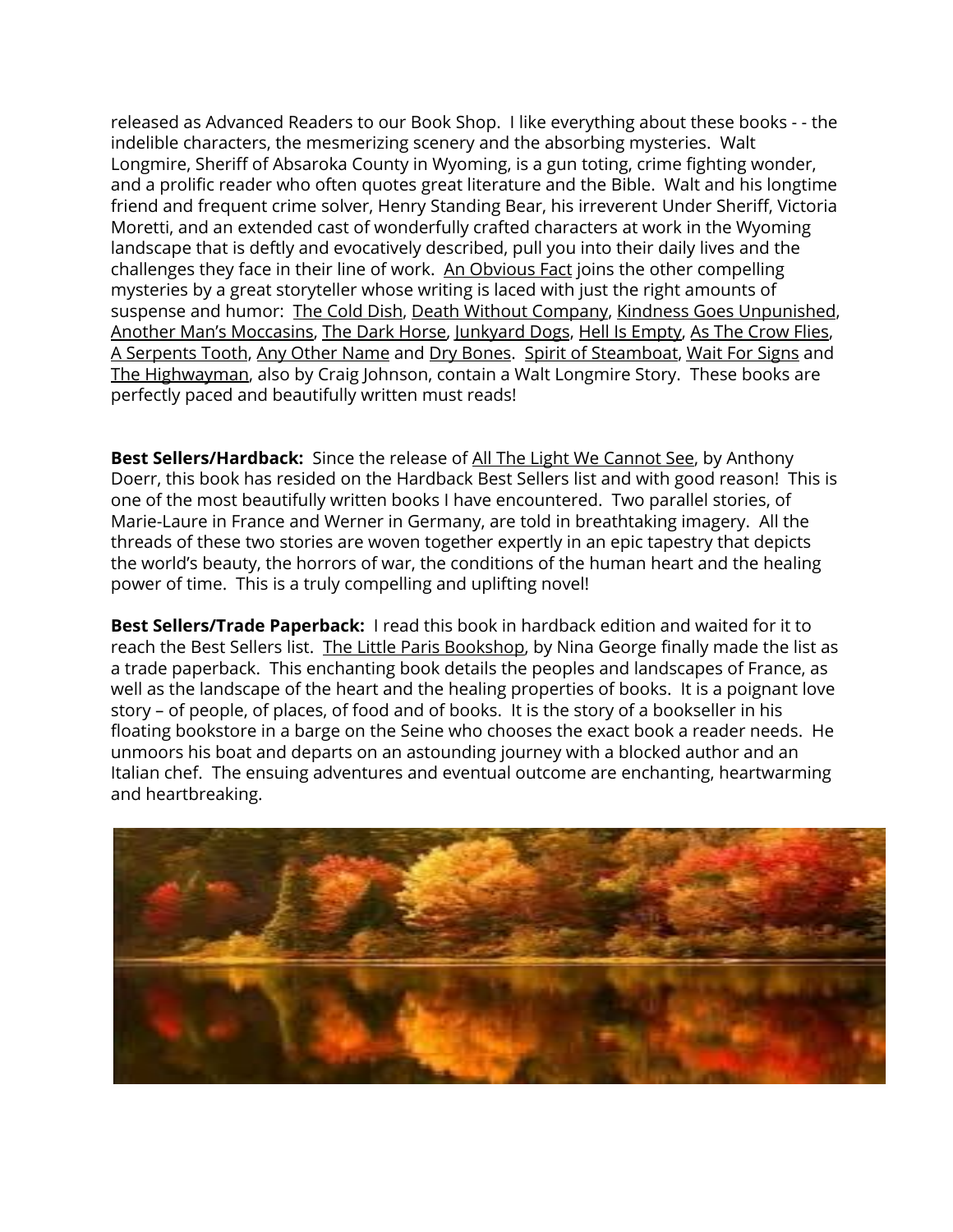released as Advanced Readers to our Book Shop. I like everything about these books - - the indelible characters, the mesmerizing scenery and the absorbing mysteries. Walt Longmire, Sheriff of Absaroka County in Wyoming, is a gun toting, crime fighting wonder, and a prolific reader who often quotes great literature and the Bible. Walt and his longtime friend and frequent crime solver, Henry Standing Bear, his irreverent Under Sheriff, Victoria Moretti, and an extended cast of wonderfully crafted characters at work in the Wyoming landscape that is deftly and evocatively described, pull you into their daily lives and the challenges they face in their line of work. An Obvious Fact joins the other compelling mysteries by a great storyteller whose writing is laced with just the right amounts of suspense and humor: The Cold Dish, Death Without Company, Kindness Goes Unpunished, Another Man's Moccasins, The Dark Horse, Junkyard Dogs, Hell Is Empty, As The Crow Flies, A Serpents Tooth, Any Other Name and Dry Bones. Spirit of Steamboat, Wait For Signs and The Highwayman, also by Craig Johnson, contain a Walt Longmire Story. These books are perfectly paced and beautifully written must reads!

**Best Sellers/Hardback:** Since the release of All The Light We Cannot See, by Anthony Doerr, this book has resided on the Hardback Best Sellers list and with good reason! This is one of the most beautifully written books I have encountered. Two parallel stories, of Marie-Laure in France and Werner in Germany, are told in breathtaking imagery. All the threads of these two stories are woven together expertly in an epic tapestry that depicts the world's beauty, the horrors of war, the conditions of the human heart and the healing power of time. This is a truly compelling and uplifting novel!

**Best Sellers/Trade Paperback:** I read this book in hardback edition and waited for it to reach the Best Sellers list. The Little Paris Bookshop, by Nina George finally made the list as a trade paperback. This enchanting book details the peoples and landscapes of France, as well as the landscape of the heart and the healing properties of books. It is a poignant love story – of people, of places, of food and of books. It is the story of a bookseller in his floating bookstore in a barge on the Seine who chooses the exact book a reader needs. He unmoors his boat and departs on an astounding journey with a blocked author and an Italian chef. The ensuing adventures and eventual outcome are enchanting, heartwarming and heartbreaking.